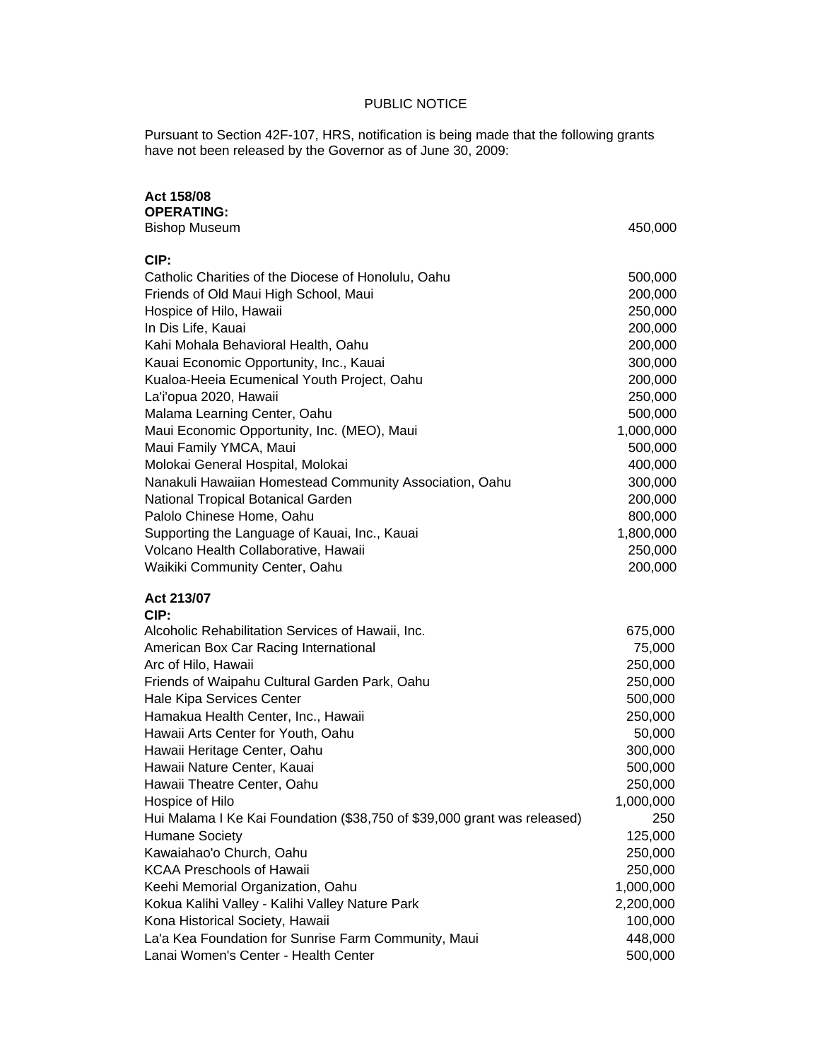PUBLIC NOTICE

Pursuant to Section 42F-107, HRS, notification is being made that the following grants have not been released by the Governor as of June 30, 2009:

**Act 158/08**
**OPERATING:**

| | |
|---|---|
| Bishop Museum | 450,000 |

**CIP:**

| | |
|---|---|
| Catholic Charities of the Diocese of Honolulu, Oahu | 500,000 |
| Friends of Old Maui High School, Maui | 200,000 |
| Hospice of Hilo, Hawaii | 250,000 |
| In Dis Life, Kauai | 200,000 |
| Kahi Mohala Behavioral Health, Oahu | 200,000 |
| Kauai Economic Opportunity, Inc., Kauai | 300,000 |
| Kualoa-Heeia Ecumenical Youth Project, Oahu | 200,000 |
| La'i'opua 2020, Hawaii | 250,000 |
| Malama Learning Center, Oahu | 500,000 |
| Maui Economic Opportunity, Inc. (MEO), Maui | 1,000,000 |
| Maui Family YMCA, Maui | 500,000 |
| Molokai General Hospital, Molokai | 400,000 |
| Nanakuli Hawaiian Homestead Community Association, Oahu | 300,000 |
| National Tropical Botanical Garden | 200,000 |
| Palolo Chinese Home, Oahu | 800,000 |
| Supporting the Language of Kauai, Inc., Kauai | 1,800,000 |
| Volcano Health Collaborative, Hawaii | 250,000 |
| Waikiki Community Center, Oahu | 200,000 |

**Act 213/07**
**CIP:**

| | |
|---|---|
| Alcoholic Rehabilitation Services of Hawaii, Inc. | 675,000 |
| American Box Car Racing International | 75,000 |
| Arc of Hilo, Hawaii | 250,000 |
| Friends of Waipahu Cultural Garden Park, Oahu | 250,000 |
| Hale Kipa Services Center | 500,000 |
| Hamakua Health Center, Inc., Hawaii | 250,000 |
| Hawaii Arts Center for Youth, Oahu | 50,000 |
| Hawaii Heritage Center, Oahu | 300,000 |
| Hawaii Nature Center, Kauai | 500,000 |
| Hawaii Theatre Center, Oahu | 250,000 |
| Hospice of Hilo | 1,000,000 |
| Hui Malama I Ke Kai Foundation ($38,750 of $39,000 grant was released) | 250 |
| Humane Society | 125,000 |
| Kawaiahao'o Church, Oahu | 250,000 |
| KCAA Preschools of Hawaii | 250,000 |
| Keehi Memorial Organization, Oahu | 1,000,000 |
| Kokua Kalihi Valley - Kalihi Valley Nature Park | 2,200,000 |
| Kona Historical Society, Hawaii | 100,000 |
| La'a Kea Foundation for Sunrise Farm Community, Maui | 448,000 |
| Lanai Women's Center - Health Center | 500,000 |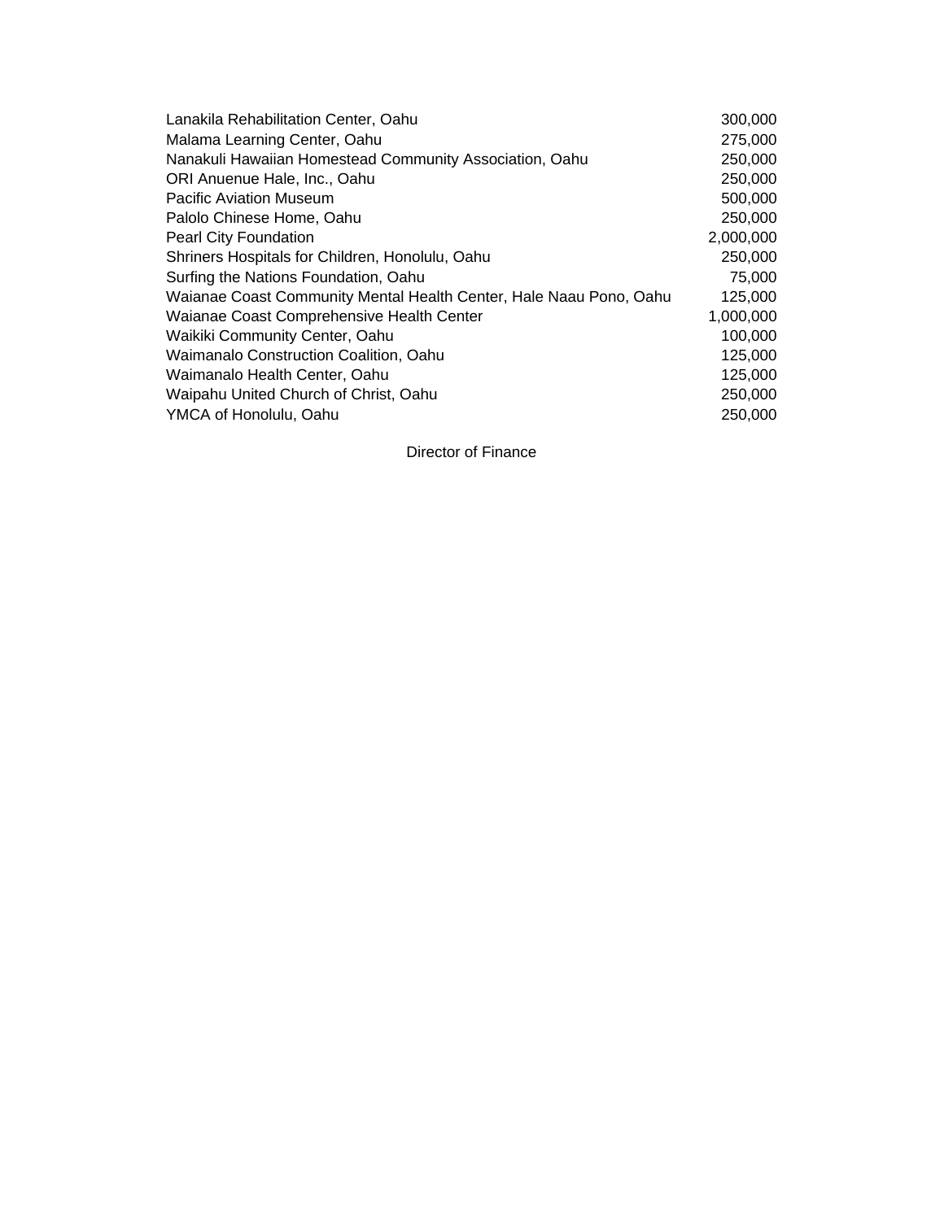| | |
|---|---|
| Lanakila Rehabilitation Center, Oahu | 300,000 |
| Malama Learning Center, Oahu | 275,000 |
| Nanakuli Hawaiian Homestead Community Association, Oahu | 250,000 |
| ORI Anuenue Hale, Inc., Oahu | 250,000 |
| Pacific Aviation Museum | 500,000 |
| Palolo Chinese Home, Oahu | 250,000 |
| Pearl City Foundation | 2,000,000 |
| Shriners Hospitals for Children, Honolulu, Oahu | 250,000 |
| Surfing the Nations Foundation, Oahu | 75,000 |
| Waianae Coast Community Mental Health Center, Hale Naau Pono, Oahu | 125,000 |
| Waianae Coast Comprehensive Health Center | 1,000,000 |
| Waikiki Community Center, Oahu | 100,000 |
| Waimanalo Construction Coalition, Oahu | 125,000 |
| Waimanalo Health Center, Oahu | 125,000 |
| Waipahu United Church of Christ, Oahu | 250,000 |
| YMCA of Honolulu, Oahu | 250,000 |

Director of Finance